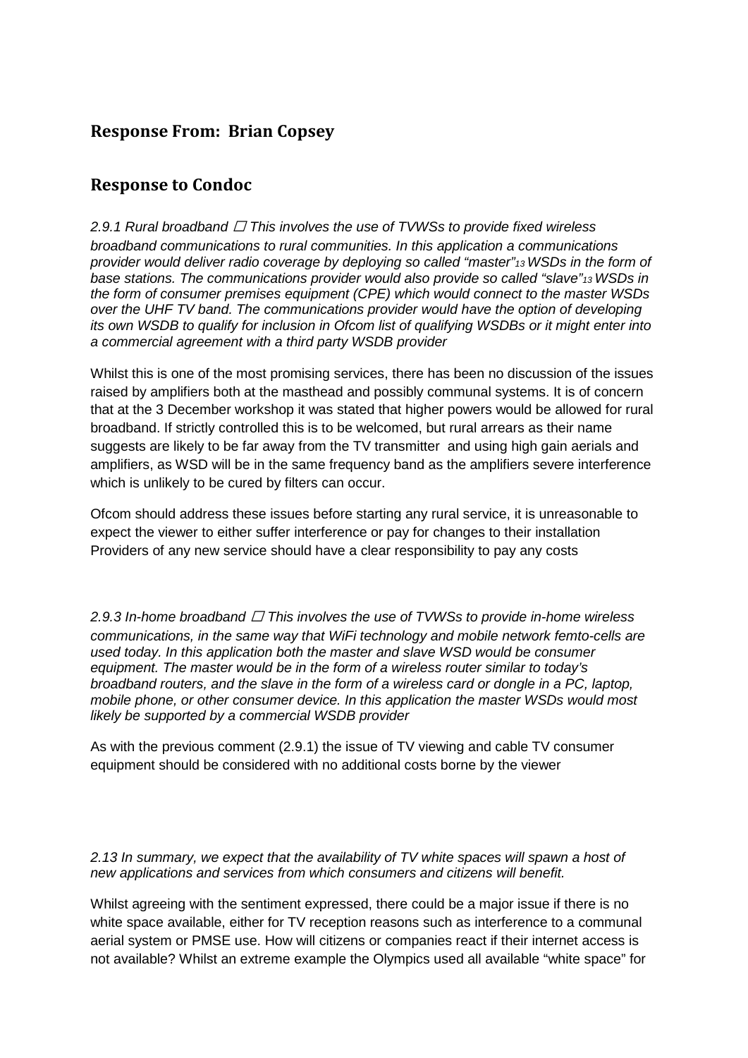## Response From: Brian Copsey

## Response to Condoc

*2.9.1 Rural broadband  This involves the use of TVWSs to provide fixed wireless broadband communications to rural communities. In this application a communications provider would deliver radio coverage by deploying so called "master"[13] WSDs in the form of base stations. The communications provider would also provide so called "slave"[13] WSDs in the form of consumer premises equipment (CPE) which would connect to the master WSDs over the UHF TV band. The communications provider would have the option of developing its own WSDB to qualify for inclusion in Ofcom list of qualifying WSDBs or it might enter into a commercial agreement with a third party WSDB provider*

Whilst this is one of the most promising services, there has been no discussion of the issues raised by amplifiers both at the masthead and possibly communal systems. It is of concern that at the 3 December workshop it was stated that higher powers would be allowed for rural broadband. If strictly controlled this is to be welcomed, but rural arrears as their name suggests are likely to be far away from the TV transmitter and using high gain aerials and amplifiers, as WSD will be in the same frequency band as the amplifiers severe interference which is unlikely to be cured by filters can occur.

Ofcom should address these issues before starting any rural service, it is unreasonable to expect the viewer to either suffer interference or pay for changes to their installation Providers of any new service should have a clear responsibility to pay any costs

*2.9.3 In-home broadband  This involves the use of TVWSs to provide in-home wireless communications, in the same way that WiFi technology and mobile network femto-cells are used today. In this application both the master and slave WSD would be consumer equipment. The master would be in the form of a wireless router similar to today's broadband routers, and the slave in the form of a wireless card or dongle in a PC, laptop, mobile phone, or other consumer device. In this application the master WSDs would most likely be supported by a commercial WSDB provider*

As with the previous comment (2.9.1) the issue of TV viewing and cable TV consumer equipment should be considered with no additional costs borne by the viewer

*2.13 In summary, we expect that the availability of TV white spaces will spawn a host of new applications and services from which consumers and citizens will benefit.*

Whilst agreeing with the sentiment expressed, there could be a major issue if there is no white space available, either for TV reception reasons such as interference to a communal aerial system or PMSE use. How will citizens or companies react if their internet access is not available? Whilst an extreme example the Olympics used all available "white space" for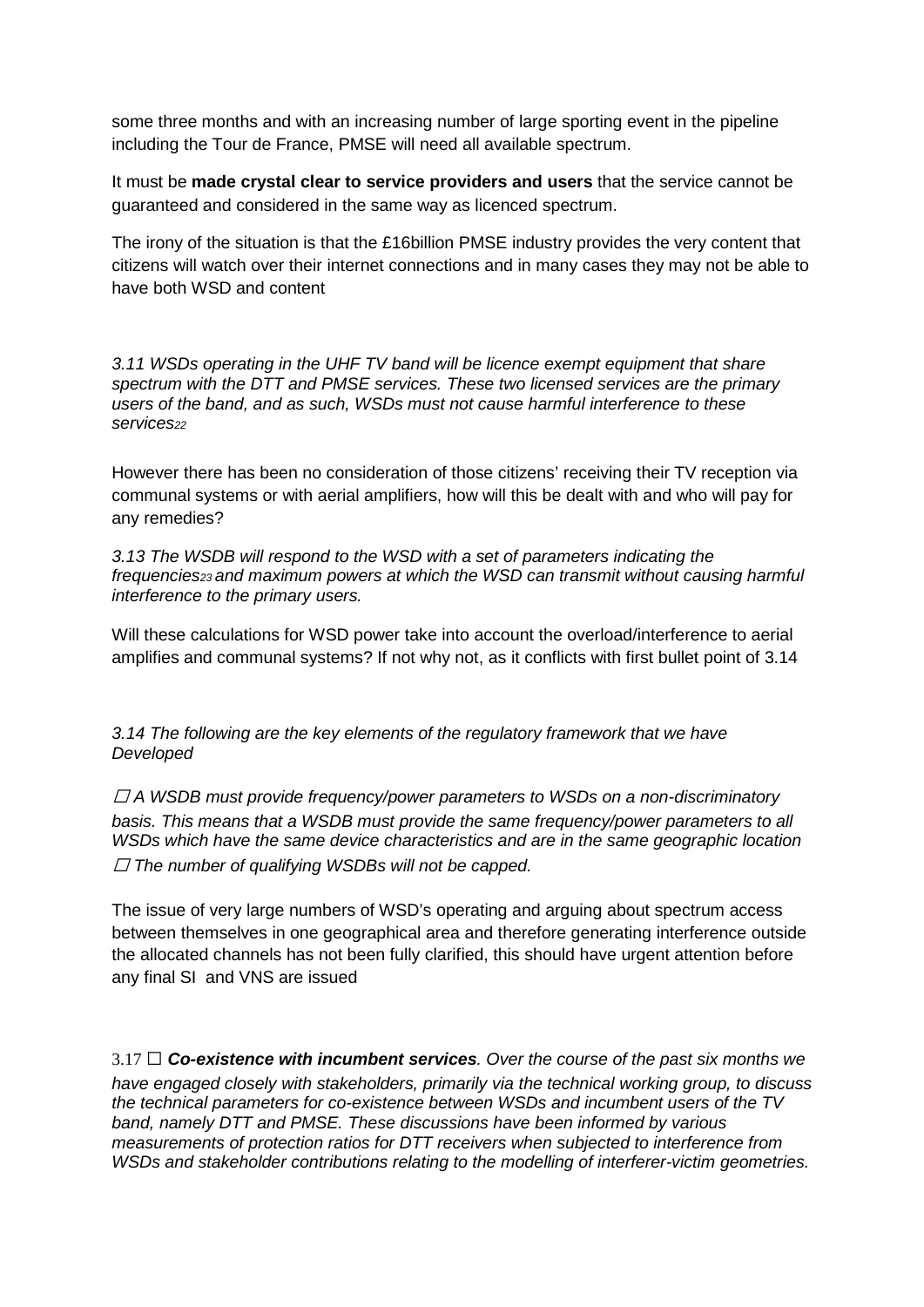some three months and with an increasing number of large sporting event in the pipeline including the Tour de France, PMSE will need all available spectrum.

It must be **made crystal clear to service providers and users** that the service cannot be guaranteed and considered in the same way as licenced spectrum.

The irony of the situation is that the £16billion PMSE industry provides the very content that citizens will watch over their internet connections and in many cases they may not be able to have both WSD and content

*3.11 WSDs operating in the UHF TV band will be licence exempt equipment that share spectrum with the DTT and PMSE services. These two licensed services are the primary users of the band, and as such, WSDs must not cause harmful interference to these services*[22]

However there has been no consideration of those citizens' receiving their TV reception via communal systems or with aerial amplifiers, how will this be dealt with and who will pay for any remedies?

*3.13 The WSDB will respond to the WSD with a set of parameters indicating the frequencies*[23] *and maximum powers at which the WSD can transmit without causing harmful interference to the primary users.*

Will these calculations for WSD power take into account the overload/interference to aerial amplifies and communal systems? If not why not, as it conflicts with first bullet point of 3.14

*3.14 The following are the key elements of the regulatory framework that we have Developed*

- *A WSDB must provide frequency/power parameters to WSDs on a non-discriminatory basis. This means that a WSDB must provide the same frequency/power parameters to all WSDs which have the same device characteristics and are in the same geographic location*
- *The number of qualifying WSDBs will not be capped.*

The issue of very large numbers of WSD's operating and arguing about spectrum access between themselves in one geographical area and therefore generating interference outside the allocated channels has not been fully clarified, this should have urgent attention before any final SI and VNS are issued

3.17 ***Co-existence with incumbent services****. Over the course of the past six months we have engaged closely with stakeholders, primarily via the technical working group, to discuss the technical parameters for co-existence between WSDs and incumbent users of the TV band, namely DTT and PMSE. These discussions have been informed by various measurements of protection ratios for DTT receivers when subjected to interference from WSDs and stakeholder contributions relating to the modelling of interferer-victim geometries.*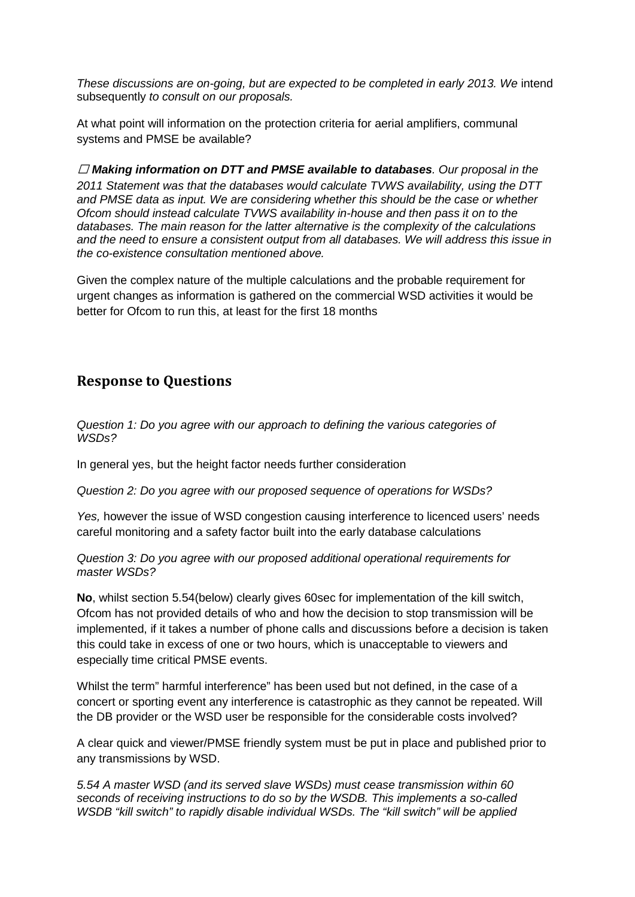*These discussions are on-going, but are expected to be completed in early 2013. We* intend subsequently *to consult on our proposals.*

At what point will information on the protection criteria for aerial amplifiers, communal systems and PMSE be available?

 ***Making information on DTT and PMSE available to databases***. *Our proposal in the 2011 Statement was that the databases would calculate TVWS availability, using the DTT and PMSE data as input. We are considering whether this should be the case or whether Ofcom should instead calculate TVWS availability in-house and then pass it on to the databases. The main reason for the latter alternative is the complexity of the calculations and the need to ensure a consistent output from all databases. We will address this issue in the co-existence consultation mentioned above.*

Given the complex nature of the multiple calculations and the probable requirement for urgent changes as information is gathered on the commercial WSD activities it would be better for Ofcom to run this, at least for the first 18 months

## Response to Questions

*Question 1: Do you agree with our approach to defining the various categories of WSDs?*

In general yes, but the height factor needs further consideration

*Question 2: Do you agree with our proposed sequence of operations for WSDs?*

*Yes,* however the issue of WSD congestion causing interference to licenced users' needs careful monitoring and a safety factor built into the early database calculations

*Question 3: Do you agree with our proposed additional operational requirements for master WSDs?*

**No**, whilst section 5.54(below) clearly gives 60sec for implementation of the kill switch, Ofcom has not provided details of who and how the decision to stop transmission will be implemented, if it takes a number of phone calls and discussions before a decision is taken this could take in excess of one or two hours, which is unacceptable to viewers and especially time critical PMSE events.

Whilst the term" harmful interference" has been used but not defined, in the case of a concert or sporting event any interference is catastrophic as they cannot be repeated. Will the DB provider or the WSD user be responsible for the considerable costs involved?

A clear quick and viewer/PMSE friendly system must be put in place and published prior to any transmissions by WSD.

*5.54 A master WSD (and its served slave WSDs) must cease transmission within 60 seconds of receiving instructions to do so by the WSDB. This implements a so-called WSDB "kill switch" to rapidly disable individual WSDs. The "kill switch" will be applied*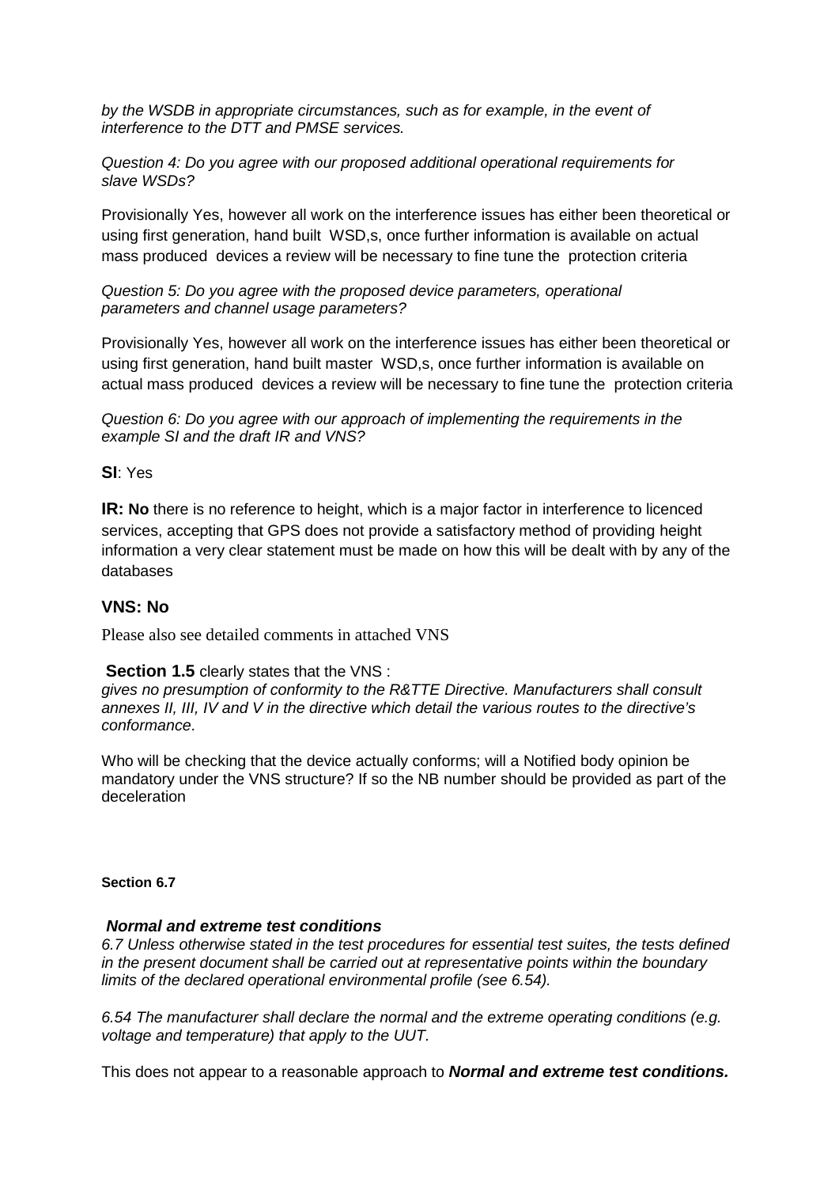*by the WSDB in appropriate circumstances, such as for example, in the event of interference to the DTT and PMSE services.*

*Question 4: Do you agree with our proposed additional operational requirements for slave WSDs?*

Provisionally Yes, however all work on the interference issues has either been theoretical or using first generation, hand built WSD,s, once further information is available on actual mass produced devices a review will be necessary to fine tune the protection criteria

*Question 5: Do you agree with the proposed device parameters, operational parameters and channel usage parameters?*

Provisionally Yes, however all work on the interference issues has either been theoretical or using first generation, hand built master WSD,s, once further information is available on actual mass produced devices a review will be necessary to fine tune the protection criteria

*Question 6: Do you agree with our approach of implementing the requirements in the example SI and the draft IR and VNS?*

**SI**: Yes

**IR: No** there is no reference to height, which is a major factor in interference to licenced services, accepting that GPS does not provide a satisfactory method of providing height information a very clear statement must be made on how this will be dealt with by any of the databases

**VNS: No**

Please also see detailed comments in attached VNS

**Section 1.5** clearly states that the VNS :
*gives no presumption of conformity to the R&TTE Directive. Manufacturers shall consult annexes II, III, IV and V in the directive which detail the various routes to the directive's conformance*.

Who will be checking that the device actually conforms; will a Notified body opinion be mandatory under the VNS structure? If so the NB number should be provided as part of the deceleration

**Section 6.7**

***Normal and extreme test conditions***
*6.7 Unless otherwise stated in the test procedures for essential test suites, the tests defined in the present document shall be carried out at representative points within the boundary limits of the declared operational environmental profile (see 6.54).*

*6.54 The manufacturer shall declare the normal and the extreme operating conditions (e.g. voltage and temperature) that apply to the UUT.*

This does not appear to a reasonable approach to ***Normal and extreme test conditions.***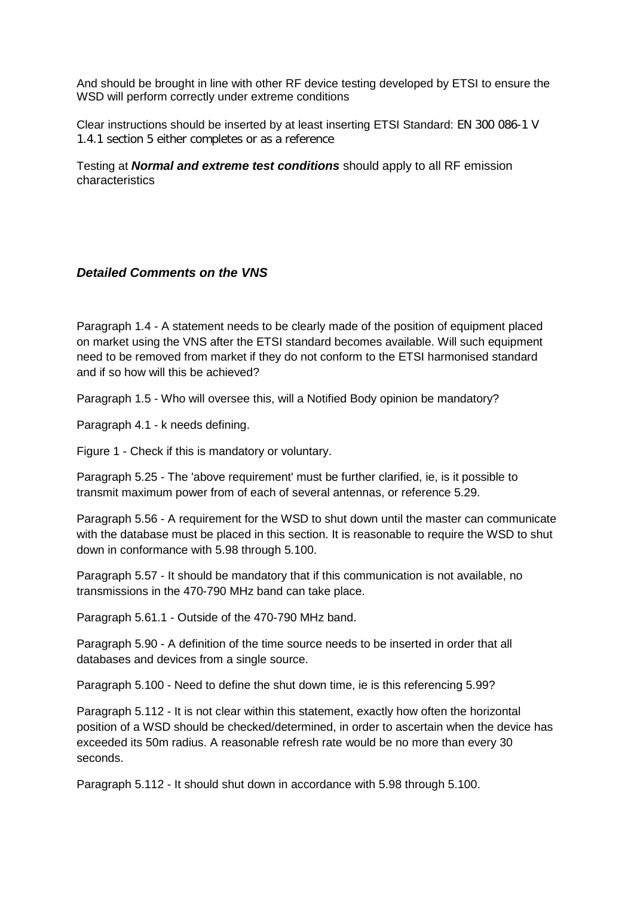And should be brought in line with other RF device testing developed by ETSI to ensure the WSD will perform correctly under extreme conditions

Clear instructions should be inserted by at least inserting ETSI Standard: EN 300 086-1 V 1.4.1 section 5 either completes or as a reference

Testing at ***Normal and extreme test conditions*** should apply to all RF emission characteristics

### ***Detailed Comments on the VNS***

Paragraph 1.4 - A statement needs to be clearly made of the position of equipment placed on market using the VNS after the ETSI standard becomes available. Will such equipment need to be removed from market if they do not conform to the ETSI harmonised standard and if so how will this be achieved?

Paragraph 1.5 - Who will oversee this, will a Notified Body opinion be mandatory?

Paragraph 4.1 - k needs defining.

Figure 1 - Check if this is mandatory or voluntary.

Paragraph 5.25 - The 'above requirement' must be further clarified, ie, is it possible to transmit maximum power from of each of several antennas, or reference 5.29.

Paragraph 5.56 - A requirement for the WSD to shut down until the master can communicate with the database must be placed in this section. It is reasonable to require the WSD to shut down in conformance with 5.98 through 5.100.

Paragraph 5.57 - It should be mandatory that if this communication is not available, no transmissions in the 470-790 MHz band can take place.

Paragraph 5.61.1 - Outside of the 470-790 MHz band.

Paragraph 5.90 - A definition of the time source needs to be inserted in order that all databases and devices from a single source.

Paragraph 5.100 - Need to define the shut down time, ie is this referencing 5.99?

Paragraph 5.112 - It is not clear within this statement, exactly how often the horizontal position of a WSD should be checked/determined, in order to ascertain when the device has exceeded its 50m radius. A reasonable refresh rate would be no more than every 30 seconds.

Paragraph 5.112 - It should shut down in accordance with 5.98 through 5.100.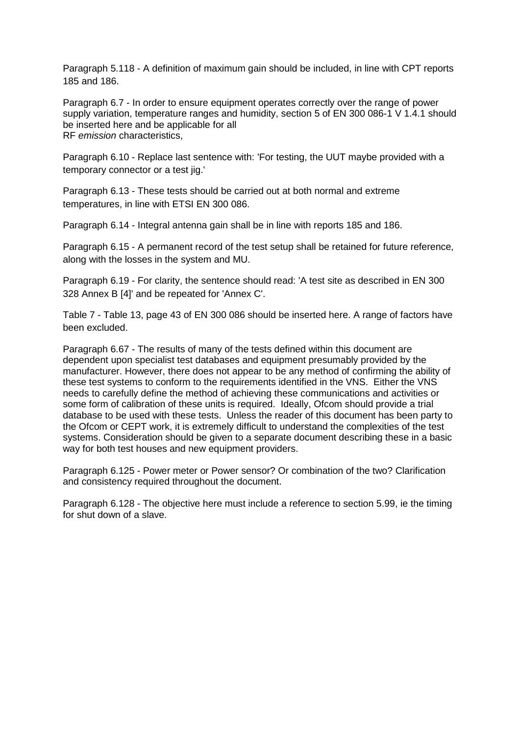Paragraph 5.118 - A definition of maximum gain should be included, in line with CPT reports 185 and 186.

Paragraph 6.7 - In order to ensure equipment operates correctly over the range of power supply variation, temperature ranges and humidity, section 5 of EN 300 086-1 V 1.4.1 should be inserted here and be applicable for all
RF *emission* characteristics,

Paragraph 6.10 - Replace last sentence with: 'For testing, the UUT maybe provided with a temporary connector or a test jig.'

Paragraph 6.13 - These tests should be carried out at both normal and extreme temperatures, in line with ETSI EN 300 086.

Paragraph 6.14 - Integral antenna gain shall be in line with reports 185 and 186.

Paragraph 6.15 - A permanent record of the test setup shall be retained for future reference, along with the losses in the system and MU.

Paragraph 6.19 - For clarity, the sentence should read: 'A test site as described in EN 300 328 Annex B [4]' and be repeated for 'Annex C'.

Table 7 - Table 13, page 43 of EN 300 086 should be inserted here. A range of factors have been excluded.

Paragraph 6.67 - The results of many of the tests defined within this document are dependent upon specialist test databases and equipment presumably provided by the manufacturer. However, there does not appear to be any method of confirming the ability of these test systems to conform to the requirements identified in the VNS. Either the VNS needs to carefully define the method of achieving these communications and activities or some form of calibration of these units is required. Ideally, Ofcom should provide a trial database to be used with these tests. Unless the reader of this document has been party to the Ofcom or CEPT work, it is extremely difficult to understand the complexities of the test systems. Consideration should be given to a separate document describing these in a basic way for both test houses and new equipment providers.

Paragraph 6.125 - Power meter or Power sensor? Or combination of the two? Clarification and consistency required throughout the document.

Paragraph 6.128 - The objective here must include a reference to section 5.99, ie the timing for shut down of a slave.